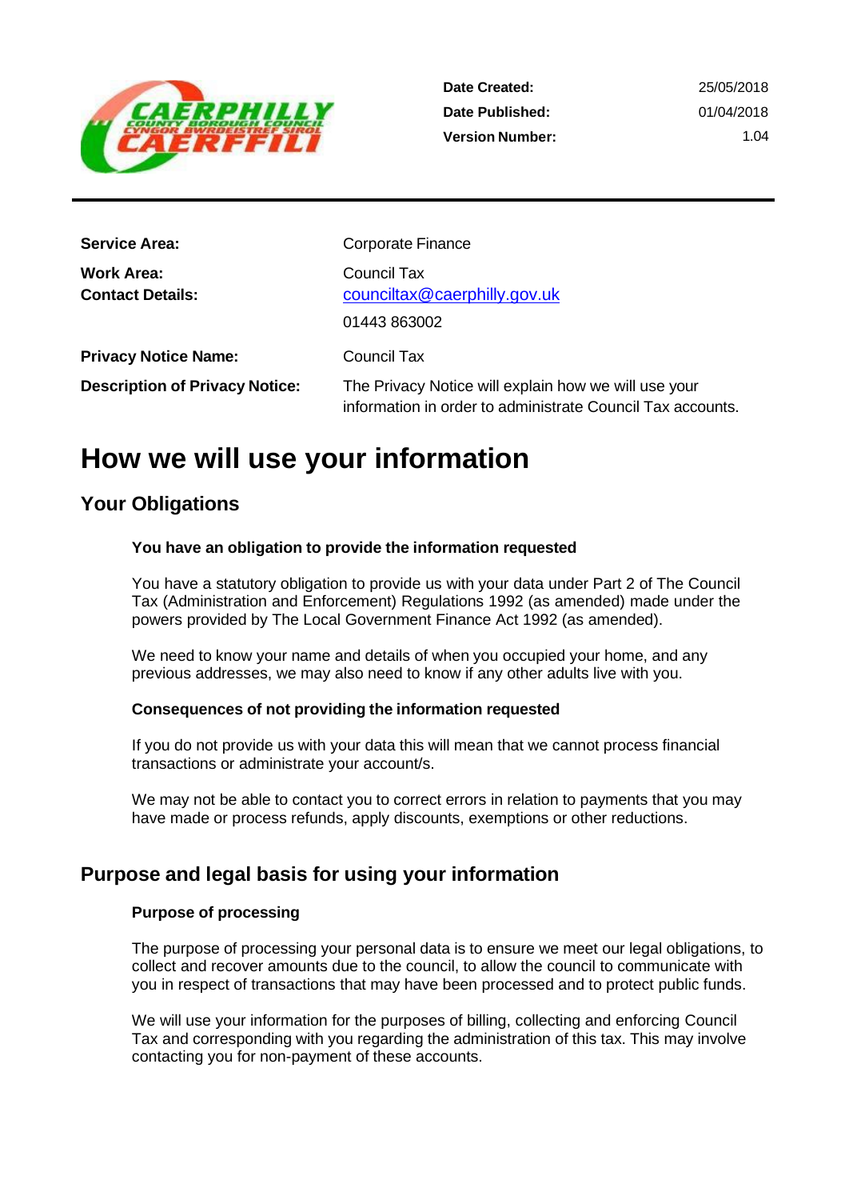| | |
|---|---|
| **Date Created:** | 25/05/2018 |
| **Date Published:** | 01/04/2018 |
| **Version Number:** | 1.04 |

| | |
|---|---|
| **Service Area:** | Corporate Finance |
| **Work Area:** | Council Tax |
| **Contact Details:** | counciltax@caerphilly.gov.uk<br>01443 863002 |
| **Privacy Notice Name:** | Council Tax |
| **Description of Privacy Notice:** | The Privacy Notice will explain how we will use your information in order to administrate Council Tax accounts. |

# How we will use your information

## Your Obligations

### You have an obligation to provide the information requested

You have a statutory obligation to provide us with your data under Part 2 of The Council Tax (Administration and Enforcement) Regulations 1992 (as amended) made under the powers provided by The Local Government Finance Act 1992 (as amended).

We need to know your name and details of when you occupied your home, and any previous addresses, we may also need to know if any other adults live with you.

### Consequences of not providing the information requested

If you do not provide us with your data this will mean that we cannot process financial transactions or administrate your account/s.

We may not be able to contact you to correct errors in relation to payments that you may have made or process refunds, apply discounts, exemptions or other reductions.

## Purpose and legal basis for using your information

### Purpose of processing

The purpose of processing your personal data is to ensure we meet our legal obligations, to collect and recover amounts due to the council, to allow the council to communicate with you in respect of transactions that may have been processed and to protect public funds.

We will use your information for the purposes of billing, collecting and enforcing Council Tax and corresponding with you regarding the administration of this tax. This may involve contacting you for non-payment of these accounts.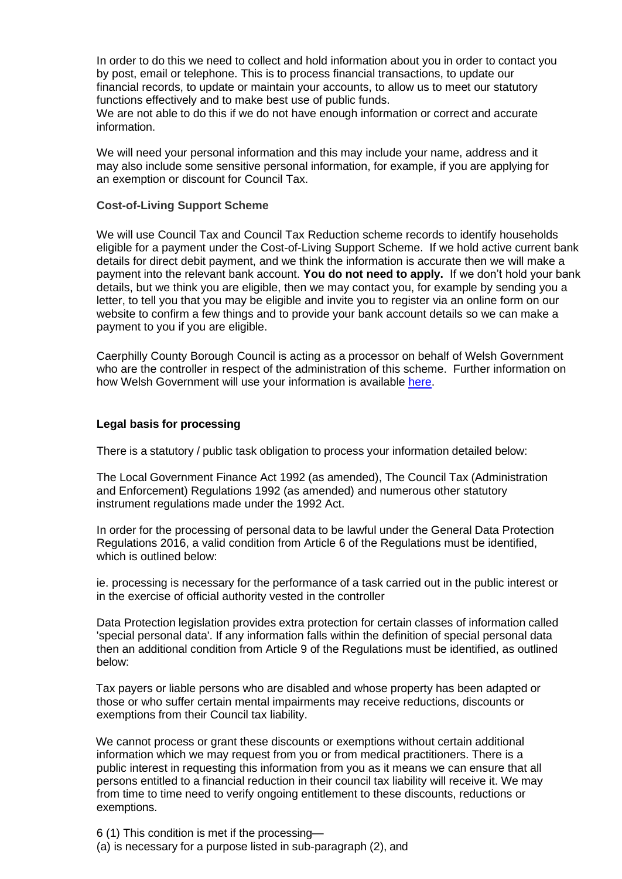In order to do this we need to collect and hold information about you in order to contact you by post, email or telephone. This is to process financial transactions, to update our financial records, to update or maintain your accounts, to allow us to meet our statutory functions effectively and to make best use of public funds.
We are not able to do this if we do not have enough information or correct and accurate information.

We will need your personal information and this may include your name, address and it may also include some sensitive personal information, for example, if you are applying for an exemption or discount for Council Tax.

**Cost-of-Living Support Scheme**

We will use Council Tax and Council Tax Reduction scheme records to identify households eligible for a payment under the Cost-of-Living Support Scheme. If we hold active current bank details for direct debit payment, and we think the information is accurate then we will make a payment into the relevant bank account. **You do not need to apply.** If we don't hold your bank details, but we think you are eligible, then we may contact you, for example by sending you a letter, to tell you that you may be eligible and invite you to register via an online form on our website to confirm a few things and to provide your bank account details so we can make a payment to you if you are eligible.

Caerphilly County Borough Council is acting as a processor on behalf of Welsh Government who are the controller in respect of the administration of this scheme. Further information on how Welsh Government will use your information is available here.

**Legal basis for processing**

There is a statutory / public task obligation to process your information detailed below:

The Local Government Finance Act 1992 (as amended), The Council Tax (Administration and Enforcement) Regulations 1992 (as amended) and numerous other statutory instrument regulations made under the 1992 Act.

In order for the processing of personal data to be lawful under the General Data Protection Regulations 2016, a valid condition from Article 6 of the Regulations must be identified, which is outlined below:

ie. processing is necessary for the performance of a task carried out in the public interest or in the exercise of official authority vested in the controller

Data Protection legislation provides extra protection for certain classes of information called 'special personal data'. If any information falls within the definition of special personal data then an additional condition from Article 9 of the Regulations must be identified, as outlined below:

Tax payers or liable persons who are disabled and whose property has been adapted or those or who suffer certain mental impairments may receive reductions, discounts or exemptions from their Council tax liability.

We cannot process or grant these discounts or exemptions without certain additional information which we may request from you or from medical practitioners. There is a public interest in requesting this information from you as it means we can ensure that all persons entitled to a financial reduction in their council tax liability will receive it. We may from time to time need to verify ongoing entitlement to these discounts, reductions or exemptions.

6 (1) This condition is met if the processing—
(a) is necessary for a purpose listed in sub-paragraph (2), and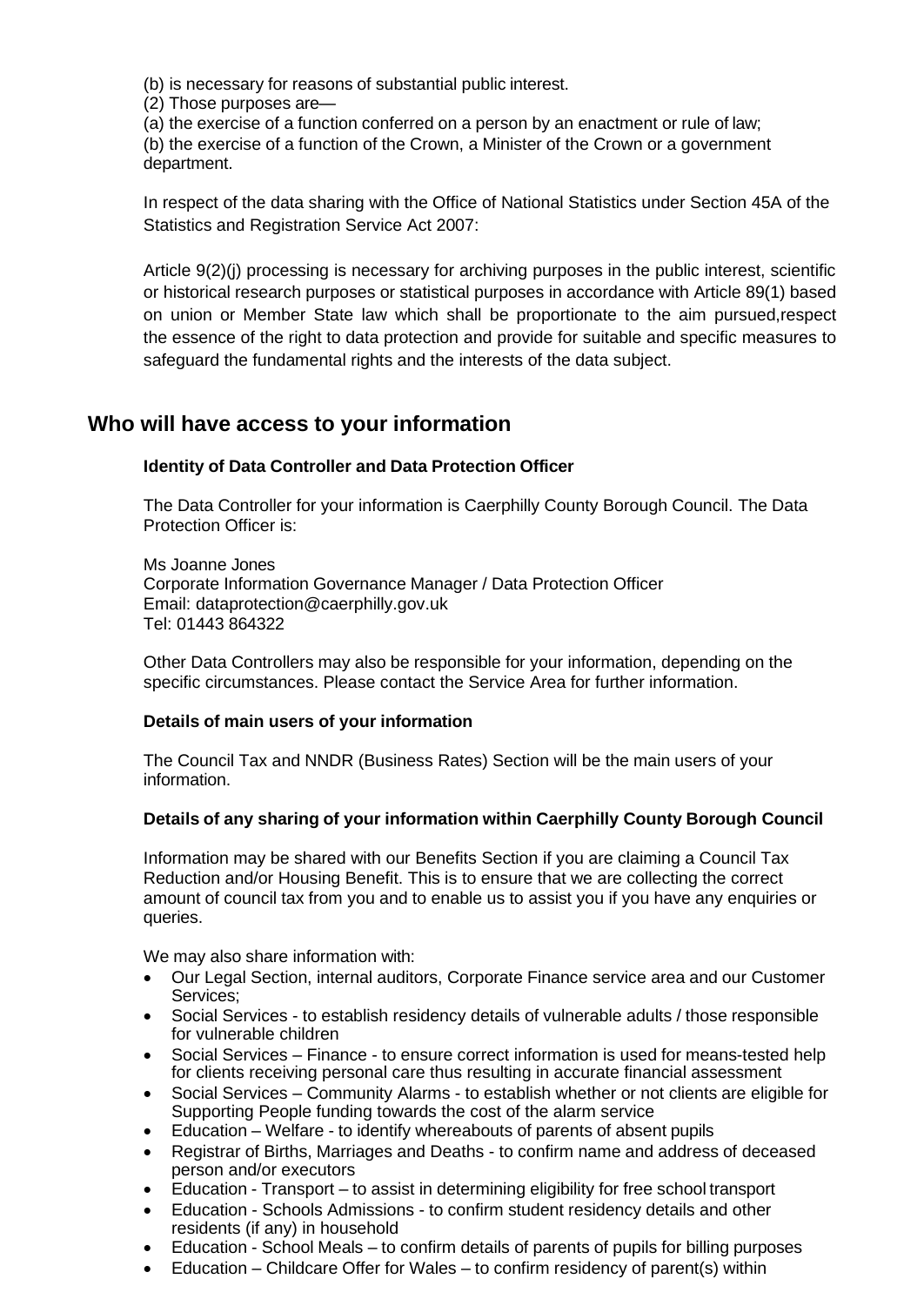(b) is necessary for reasons of substantial public interest.
(2) Those purposes are—
(a) the exercise of a function conferred on a person by an enactment or rule of law;
(b) the exercise of a function of the Crown, a Minister of the Crown or a government department.

In respect of the data sharing with the Office of National Statistics under Section 45A of the Statistics and Registration Service Act 2007:

Article 9(2)(j) processing is necessary for archiving purposes in the public interest, scientific or historical research purposes or statistical purposes in accordance with Article 89(1) based on union or Member State law which shall be proportionate to the aim pursued,respect the essence of the right to data protection and provide for suitable and specific measures to safeguard the fundamental rights and the interests of the data subject.

## Who will have access to your information

**Identity of Data Controller and Data Protection Officer**

The Data Controller for your information is Caerphilly County Borough Council. The Data Protection Officer is:

Ms Joanne Jones
Corporate Information Governance Manager / Data Protection Officer
Email: dataprotection@caerphilly.gov.uk
Tel: 01443 864322

Other Data Controllers may also be responsible for your information, depending on the specific circumstances. Please contact the Service Area for further information.

**Details of main users of your information**

The Council Tax and NNDR (Business Rates) Section will be the main users of your information.

**Details of any sharing of your information within Caerphilly County Borough Council**

Information may be shared with our Benefits Section if you are claiming a Council Tax Reduction and/or Housing Benefit. This is to ensure that we are collecting the correct amount of council tax from you and to enable us to assist you if you have any enquiries or queries.

We may also share information with:

- Our Legal Section, internal auditors, Corporate Finance service area and our Customer Services;
- Social Services - to establish residency details of vulnerable adults / those responsible for vulnerable children
- Social Services – Finance - to ensure correct information is used for means-tested help for clients receiving personal care thus resulting in accurate financial assessment
- Social Services – Community Alarms - to establish whether or not clients are eligible for Supporting People funding towards the cost of the alarm service
- Education – Welfare - to identify whereabouts of parents of absent pupils
- Registrar of Births, Marriages and Deaths - to confirm name and address of deceased person and/or executors
- Education - Transport – to assist in determining eligibility for free school transport
- Education - Schools Admissions - to confirm student residency details and other residents (if any) in household
- Education - School Meals – to confirm details of parents of pupils for billing purposes
- Education – Childcare Offer for Wales – to confirm residency of parent(s) within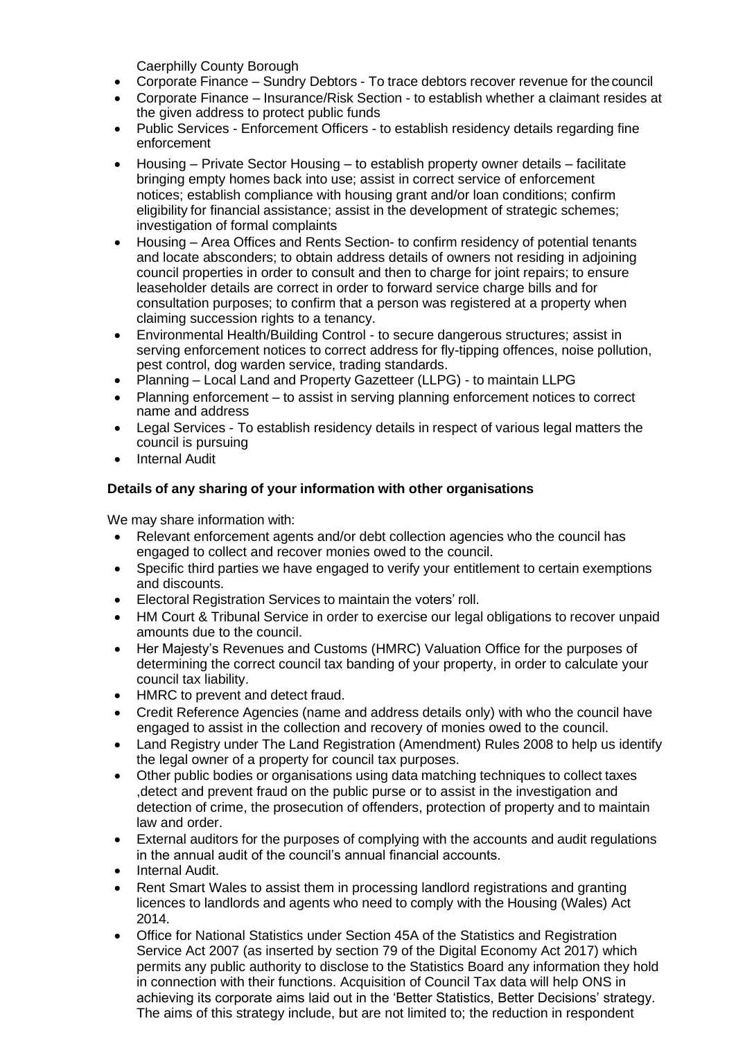Caerphilly County Borough

- Corporate Finance – Sundry Debtors - To trace debtors recover revenue for the council
- Corporate Finance – Insurance/Risk Section - to establish whether a claimant resides at the given address to protect public funds
- Public Services - Enforcement Officers - to establish residency details regarding fine enforcement
- Housing – Private Sector Housing – to establish property owner details – facilitate bringing empty homes back into use; assist in correct service of enforcement notices; establish compliance with housing grant and/or loan conditions; confirm eligibility for financial assistance; assist in the development of strategic schemes; investigation of formal complaints
- Housing – Area Offices and Rents Section- to confirm residency of potential tenants and locate absconders; to obtain address details of owners not residing in adjoining council properties in order to consult and then to charge for joint repairs; to ensure leaseholder details are correct in order to forward service charge bills and for consultation purposes; to confirm that a person was registered at a property when claiming succession rights to a tenancy.
- Environmental Health/Building Control - to secure dangerous structures; assist in serving enforcement notices to correct address for fly-tipping offences, noise pollution, pest control, dog warden service, trading standards.
- Planning – Local Land and Property Gazetteer (LLPG) - to maintain LLPG
- Planning enforcement – to assist in serving planning enforcement notices to correct name and address
- Legal Services - To establish residency details in respect of various legal matters the council is pursuing
- Internal Audit

**Details of any sharing of your information with other organisations**

We may share information with:

- Relevant enforcement agents and/or debt collection agencies who the council has engaged to collect and recover monies owed to the council.
- Specific third parties we have engaged to verify your entitlement to certain exemptions and discounts.
- Electoral Registration Services to maintain the voters' roll.
- HM Court & Tribunal Service in order to exercise our legal obligations to recover unpaid amounts due to the council.
- Her Majesty's Revenues and Customs (HMRC) Valuation Office for the purposes of determining the correct council tax banding of your property, in order to calculate your council tax liability.
- HMRC to prevent and detect fraud.
- Credit Reference Agencies (name and address details only) with who the council have engaged to assist in the collection and recovery of monies owed to the council.
- Land Registry under The Land Registration (Amendment) Rules 2008 to help us identify the legal owner of a property for council tax purposes.
- Other public bodies or organisations using data matching techniques to collect taxes ,detect and prevent fraud on the public purse or to assist in the investigation and detection of crime, the prosecution of offenders, protection of property and to maintain law and order.
- External auditors for the purposes of complying with the accounts and audit regulations in the annual audit of the council's annual financial accounts.
- Internal Audit.
- Rent Smart Wales to assist them in processing landlord registrations and granting licences to landlords and agents who need to comply with the Housing (Wales) Act 2014.
- Office for National Statistics under Section 45A of the Statistics and Registration Service Act 2007 (as inserted by section 79 of the Digital Economy Act 2017) which permits any public authority to disclose to the Statistics Board any information they hold in connection with their functions. Acquisition of Council Tax data will help ONS in achieving its corporate aims laid out in the 'Better Statistics, Better Decisions' strategy. The aims of this strategy include, but are not limited to; the reduction in respondent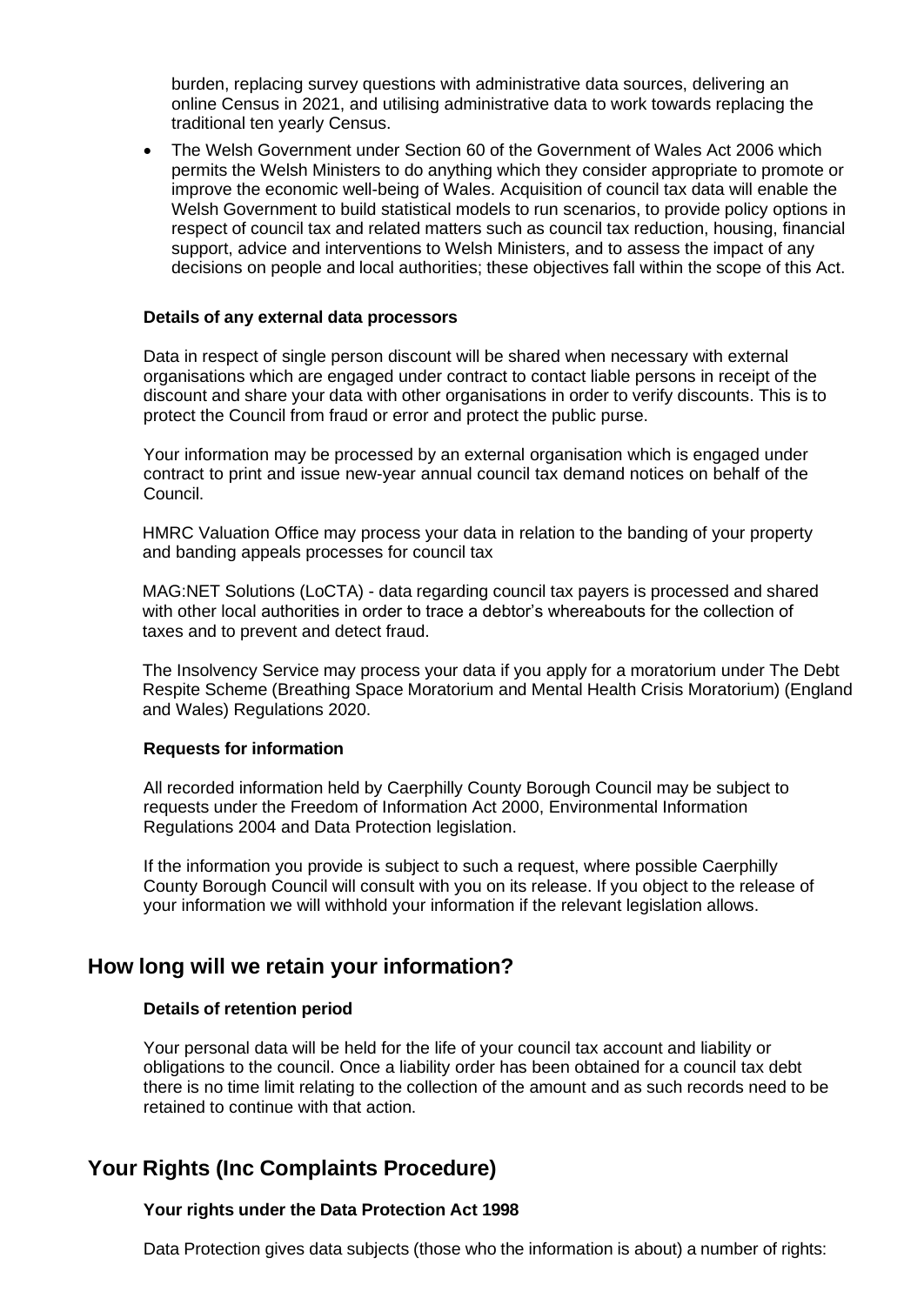burden, replacing survey questions with administrative data sources, delivering an online Census in 2021, and utilising administrative data to work towards replacing the traditional ten yearly Census.

- The Welsh Government under Section 60 of the Government of Wales Act 2006 which permits the Welsh Ministers to do anything which they consider appropriate to promote or improve the economic well-being of Wales. Acquisition of council tax data will enable the Welsh Government to build statistical models to run scenarios, to provide policy options in respect of council tax and related matters such as council tax reduction, housing, financial support, advice and interventions to Welsh Ministers, and to assess the impact of any decisions on people and local authorities; these objectives fall within the scope of this Act.

**Details of any external data processors**

Data in respect of single person discount will be shared when necessary with external organisations which are engaged under contract to contact liable persons in receipt of the discount and share your data with other organisations in order to verify discounts. This is to protect the Council from fraud or error and protect the public purse.

Your information may be processed by an external organisation which is engaged under contract to print and issue new-year annual council tax demand notices on behalf of the Council.

HMRC Valuation Office may process your data in relation to the banding of your property and banding appeals processes for council tax

MAG:NET Solutions (LoCTA) - data regarding council tax payers is processed and shared with other local authorities in order to trace a debtor's whereabouts for the collection of taxes and to prevent and detect fraud.

The Insolvency Service may process your data if you apply for a moratorium under The Debt Respite Scheme (Breathing Space Moratorium and Mental Health Crisis Moratorium) (England and Wales) Regulations 2020.

**Requests for information**

All recorded information held by Caerphilly County Borough Council may be subject to requests under the Freedom of Information Act 2000, Environmental Information Regulations 2004 and Data Protection legislation.

If the information you provide is subject to such a request, where possible Caerphilly County Borough Council will consult with you on its release. If you object to the release of your information we will withhold your information if the relevant legislation allows.

## How long will we retain your information?

**Details of retention period**

Your personal data will be held for the life of your council tax account and liability or obligations to the council. Once a liability order has been obtained for a council tax debt there is no time limit relating to the collection of the amount and as such records need to be retained to continue with that action.

## Your Rights (Inc Complaints Procedure)

**Your rights under the Data Protection Act 1998**

Data Protection gives data subjects (those who the information is about) a number of rights: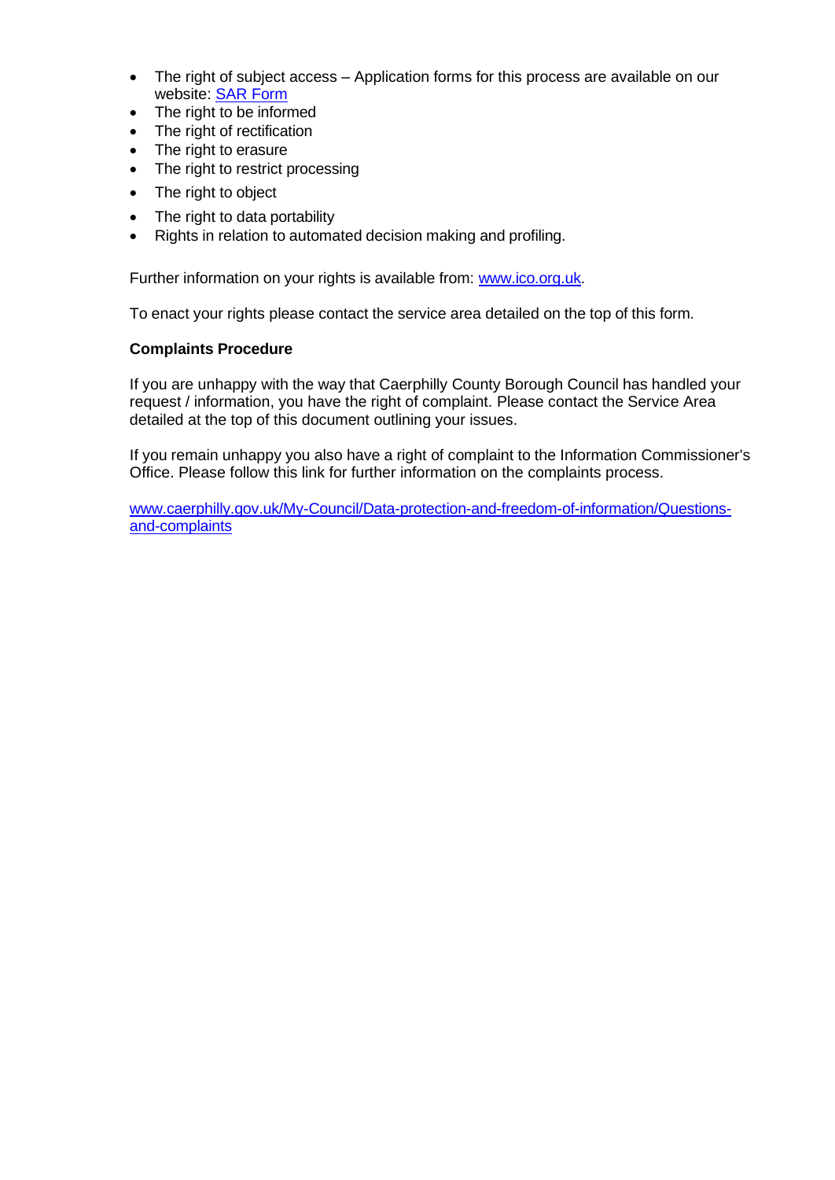- The right of subject access – Application forms for this process are available on our website: [SAR Form]
- The right to be informed
- The right of rectification
- The right to erasure
- The right to restrict processing
- The right to object
- The right to data portability
- Rights in relation to automated decision making and profiling.

Further information on your rights is available from: www.ico.org.uk.

To enact your rights please contact the service area detailed on the top of this form.

**Complaints Procedure**

If you are unhappy with the way that Caerphilly County Borough Council has handled your request / information, you have the right of complaint. Please contact the Service Area detailed at the top of this document outlining your issues.

If you remain unhappy you also have a right of complaint to the Information Commissioner's Office. Please follow this link for further information on the complaints process.

www.caerphilly.gov.uk/My-Council/Data-protection-and-freedom-of-information/Questions-and-complaints